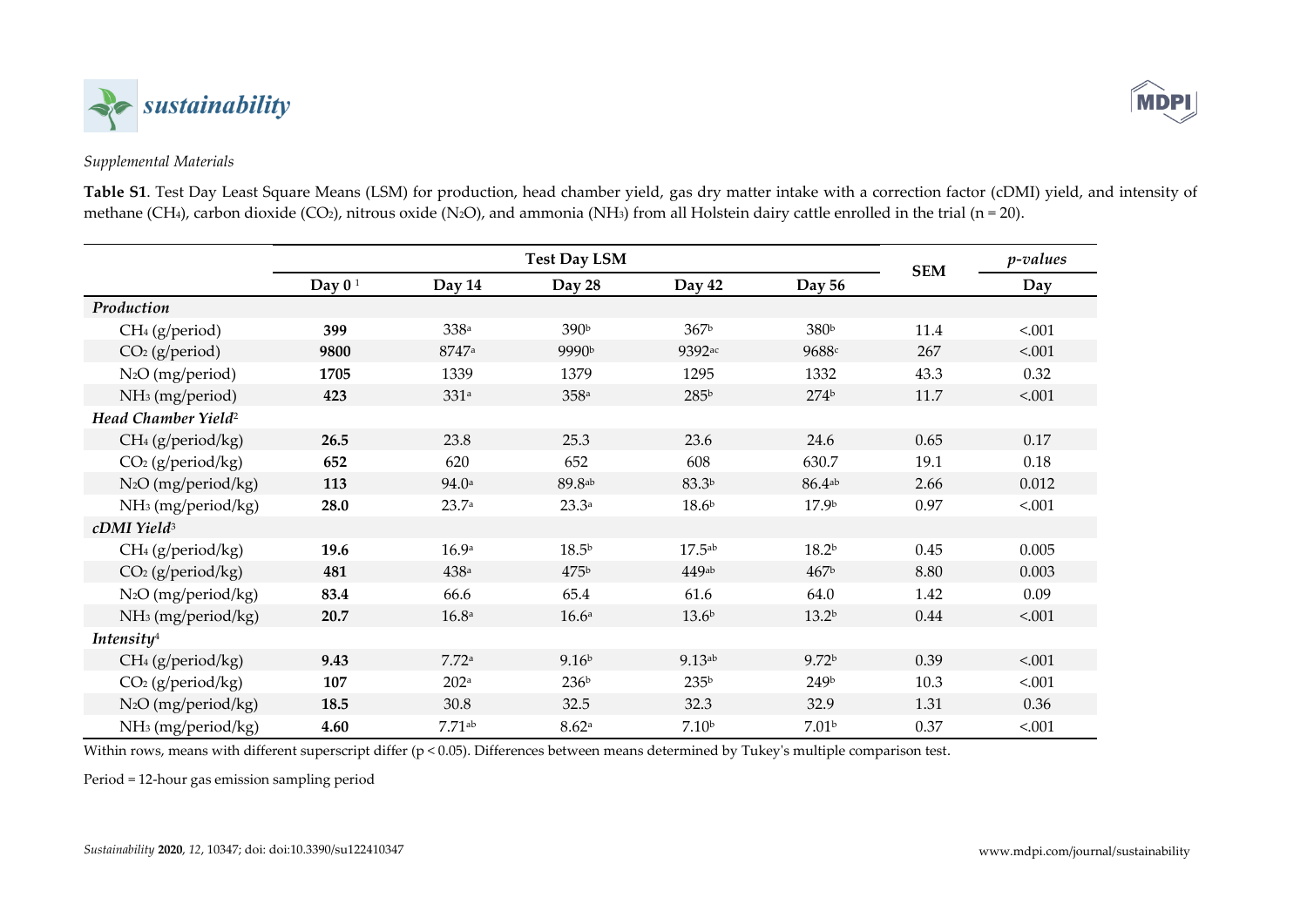*Supplemental Materials*

**Table S1**. Test Day Least Square Means (LSM) for production, head chamber yield, gas dry matter intake with a correction factor (cDMI) yield, and intensity of methane ($CH_4$), carbon dioxide ($CO_2$), nitrous oxide ($N_2O$), and ammonia ($NH_3$) from all Holstein dairy cattle enrolled in the trial (n = 20).

| | Test Day LSM | | | | | SEM | *p-values* |
|---|---|---|---|---|---|---|---|
| | Day 0 [1] | Day 14 | Day 28 | Day 42 | Day 56 | | Day |
| ***Production*** | | | | | | | |
| $CH_4$ (g/period) | **399** | 338[a] | 390[b] | 367[b] | 380[b] | 11.4 | <.001 |
| $CO_2$ (g/period) | **9800** | 8747[a] | 9990[b] | 9392[ac] | 9688[c] | 267 | <.001 |
| $N_2O$ (mg/period) | **1705** | 1339 | 1379 | 1295 | 1332 | 43.3 | 0.32 |
| $NH_3$ (mg/period) | **423** | 331[a] | 358[a] | 285[b] | 274[b] | 11.7 | <.001 |
| ***Head Chamber Yield*** [2] | | | | | | | |
| $CH_4$ (g/period/kg) | **26.5** | 23.8 | 25.3 | 23.6 | 24.6 | 0.65 | 0.17 |
| $CO_2$ (g/period/kg) | **652** | 620 | 652 | 608 | 630.7 | 19.1 | 0.18 |
| $N_2O$ (mg/period/kg) | **113** | 94.0[a] | 89.8[ab] | 83.3[b] | 86.4[ab] | 2.66 | 0.012 |
| $NH_3$ (mg/period/kg) | **28.0** | 23.7[a] | 23.3[a] | 18.6[b] | 17.9[b] | 0.97 | <.001 |
| ***cDMI Yield*** [3] | | | | | | | |
| $CH_4$ (g/period/kg) | **19.6** | 16.9[a] | 18.5[b] | 17.5[ab] | 18.2[b] | 0.45 | 0.005 |
| $CO_2$ (g/period/kg) | **481** | 438[a] | 475[b] | 449[ab] | 467[b] | 8.80 | 0.003 |
| $N_2O$ (mg/period/kg) | **83.4** | 66.6 | 65.4 | 61.6 | 64.0 | 1.42 | 0.09 |
| $NH_3$ (mg/period/kg) | **20.7** | 16.8[a] | 16.6[a] | 13.6[b] | 13.2[b] | 0.44 | <.001 |
| ***Intensity*** [4] | | | | | | | |
| $CH_4$ (g/period/kg) | **9.43** | 7.72[a] | 9.16[b] | 9.13[ab] | 9.72[b] | 0.39 | <.001 |
| $CO_2$ (g/period/kg) | **107** | 202[a] | 236[b] | 235[b] | 249[b] | 10.3 | <.001 |
| $N_2O$ (mg/period/kg) | **18.5** | 30.8 | 32.5 | 32.3 | 32.9 | 1.31 | 0.36 |
| $NH_3$ (mg/period/kg) | **4.60** | 7.71[ab] | 8.62[a] | 7.10[b] | 7.01[b] | 0.37 | <.001 |

Within rows, means with different superscript differ ($p < 0.05$). Differences between means determined by Tukey's multiple comparison test.

Period = 12-hour gas emission sampling period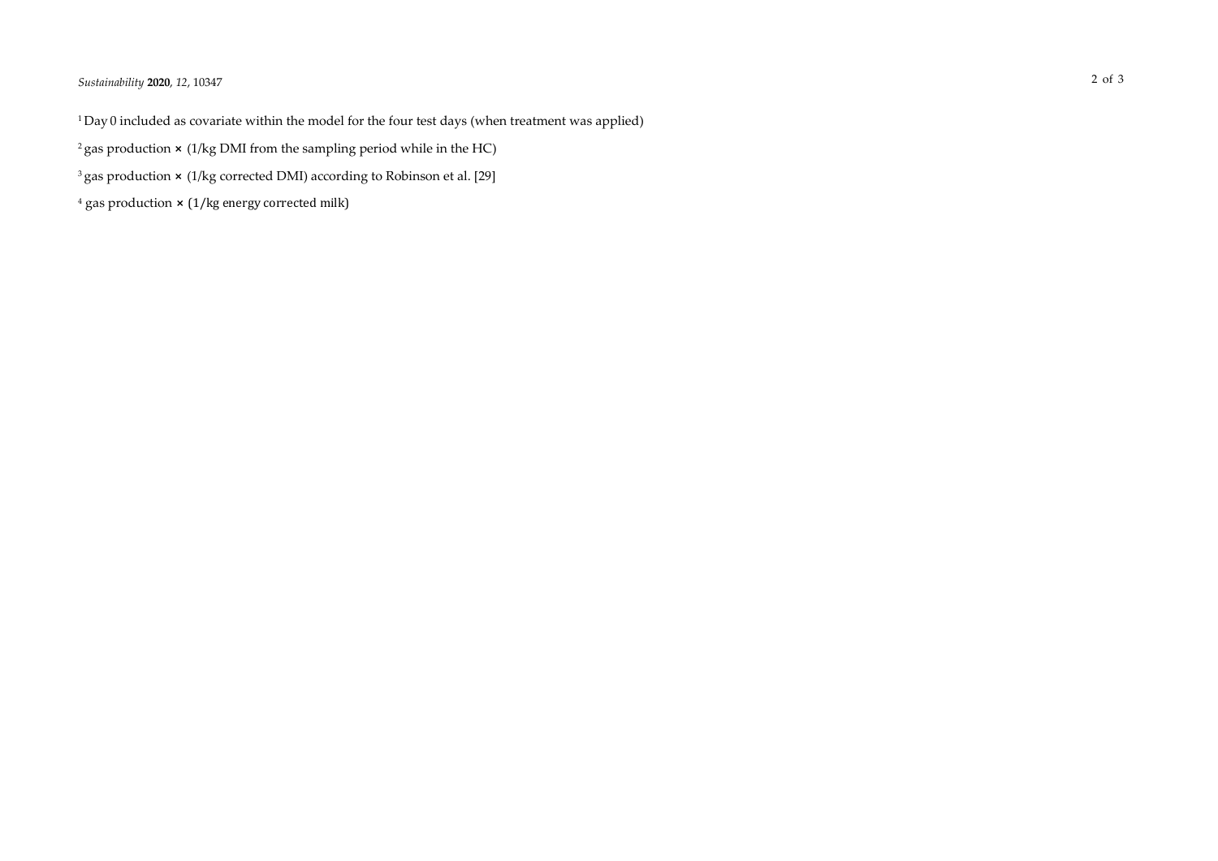[1] Day 0 included as covariate within the model for the four test days (when treatment was applied)

[2] gas production × (1/kg DMI from the sampling period while in the HC)

[3] gas production × (1/kg corrected DMI) according to Robinson et al. [29]

[4] gas production × (1/kg energy corrected milk)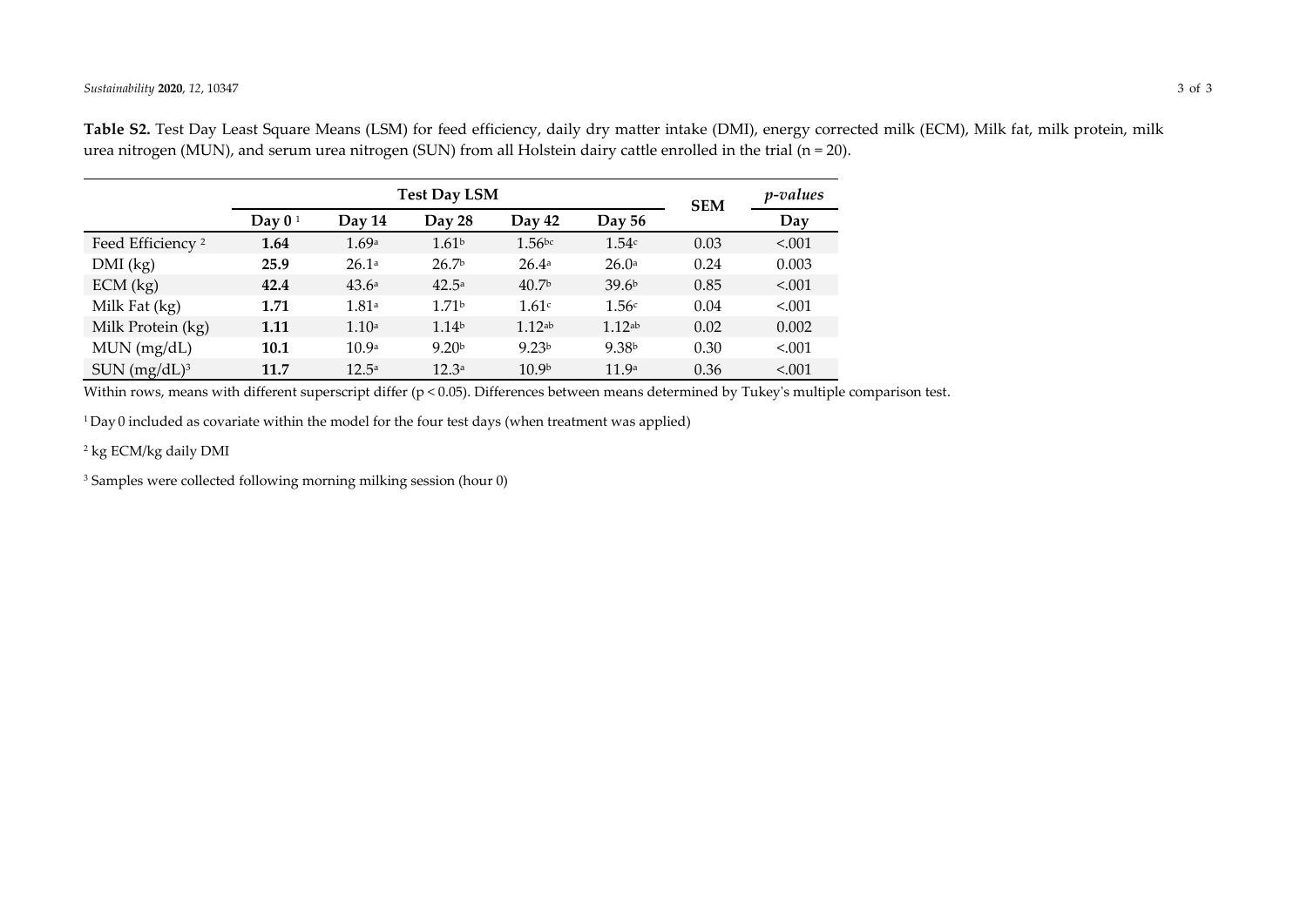**Table S2.** Test Day Least Square Means (LSM) for feed efficiency, daily dry matter intake (DMI), energy corrected milk (ECM), Milk fat, milk protein, milk urea nitrogen (MUN), and serum urea nitrogen (SUN) from all Holstein dairy cattle enrolled in the trial (n = 20).

| | Test Day LSM | | | | | SEM | *p-values* |
|---|---|---|---|---|---|---|---|
| | Day 0 [1] | Day 14 | Day 28 | Day 42 | Day 56 | | Day |
| Feed Efficiency [2] | **1.64** | $1.69^{a}$ | $1.61^{b}$ | $1.56^{bc}$ | $1.54^{c}$ | 0.03 | <.001 |
| DMI (kg) | **25.9** | $26.1^{a}$ | $26.7^{b}$ | $26.4^{a}$ | $26.0^{a}$ | 0.24 | 0.003 |
| ECM (kg) | **42.4** | $43.6^{a}$ | $42.5^{a}$ | $40.7^{b}$ | $39.6^{b}$ | 0.85 | <.001 |
| Milk Fat (kg) | **1.71** | $1.81^{a}$ | $1.71^{b}$ | $1.61^{c}$ | $1.56^{c}$ | 0.04 | <.001 |
| Milk Protein (kg) | **1.11** | $1.10^{a}$ | $1.14^{b}$ | $1.12^{ab}$ | $1.12^{ab}$ | 0.02 | 0.002 |
| MUN (mg/dL) | **10.1** | $10.9^{a}$ | $9.20^{b}$ | $9.23^{b}$ | $9.38^{b}$ | 0.30 | <.001 |
| SUN (mg/dL)[3] | **11.7** | $12.5^{a}$ | $12.3^{a}$ | $10.9^{b}$ | $11.9^{a}$ | 0.36 | <.001 |

Within rows, means with different superscript differ ($p < 0.05$). Differences between means determined by Tukey's multiple comparison test.

[1] Day 0 included as covariate within the model for the four test days (when treatment was applied)

[2] kg ECM/kg daily DMI

[3] Samples were collected following morning milking session (hour 0)